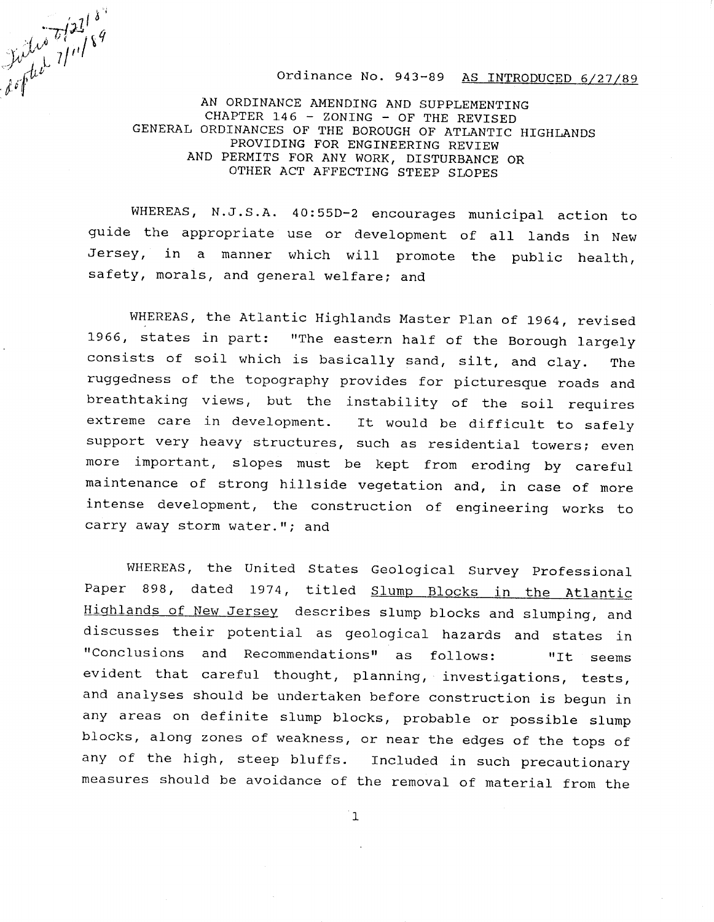Ordinance No. 943-89 AS INTRODUCED 6/27/89

AN ORDINANCE AMENDING AND SUPPLEMENTING CHAPTER 146 - ZONING - OF THE REVISED GENERAL ORDINANCES OF THE BOROUGH OF ATLANTIC HIGHLANDS PROVIDING FOR ENGINEERING REVIEW AND PERMITS FOR ANY WORK, DISTURBANCE OR OTHER ACT AFFECTING STEEP SLOPES

WHEREAS, N.J.S.A. 40:55D-2 encourages municipal action to guide the appropriate use or development of all lands in New Jersey, in a manner which will promote the public health, safety, morals, and general welfare; and

WHEREAS, the Atlantic Highlands Master Plan of 1964, revised 1966, states in part: "The eastern half of the Borough largely consists of soil which is basically sand, silt, and clay. The ruggedness of the topography provides for picturesque roads and breathtaking views, but the instability of the soil requires extreme care in development. It would be difficult to safely support very heavy structures, such as residential towers; even more important, slopes must be kept from eroding by careful maintenance of strong hillside vegetation and, in case of more intense development, the construction of engineering works to carry away storm water."; and

WHEREAS, the United States Geological Survey Professional Paper 898, dated 1974, titled Slump Blocks in the Atlantic Highlands of New Jersey describes slump blocks and slumping, and discusses their potential as geological hazards and states in "Conclusions and Recommendations" as follows: "It seems evident that careful thought, planning, investigations, tests, and analyses should be undertaken before construction is begun in any areas on definite slump blocks, probable or possible slump blocks, along zones of weakness, or near the edges of the tops of any of the high, steep bluffs. Included in such precautionary measures should be avoidance of the removal of material from the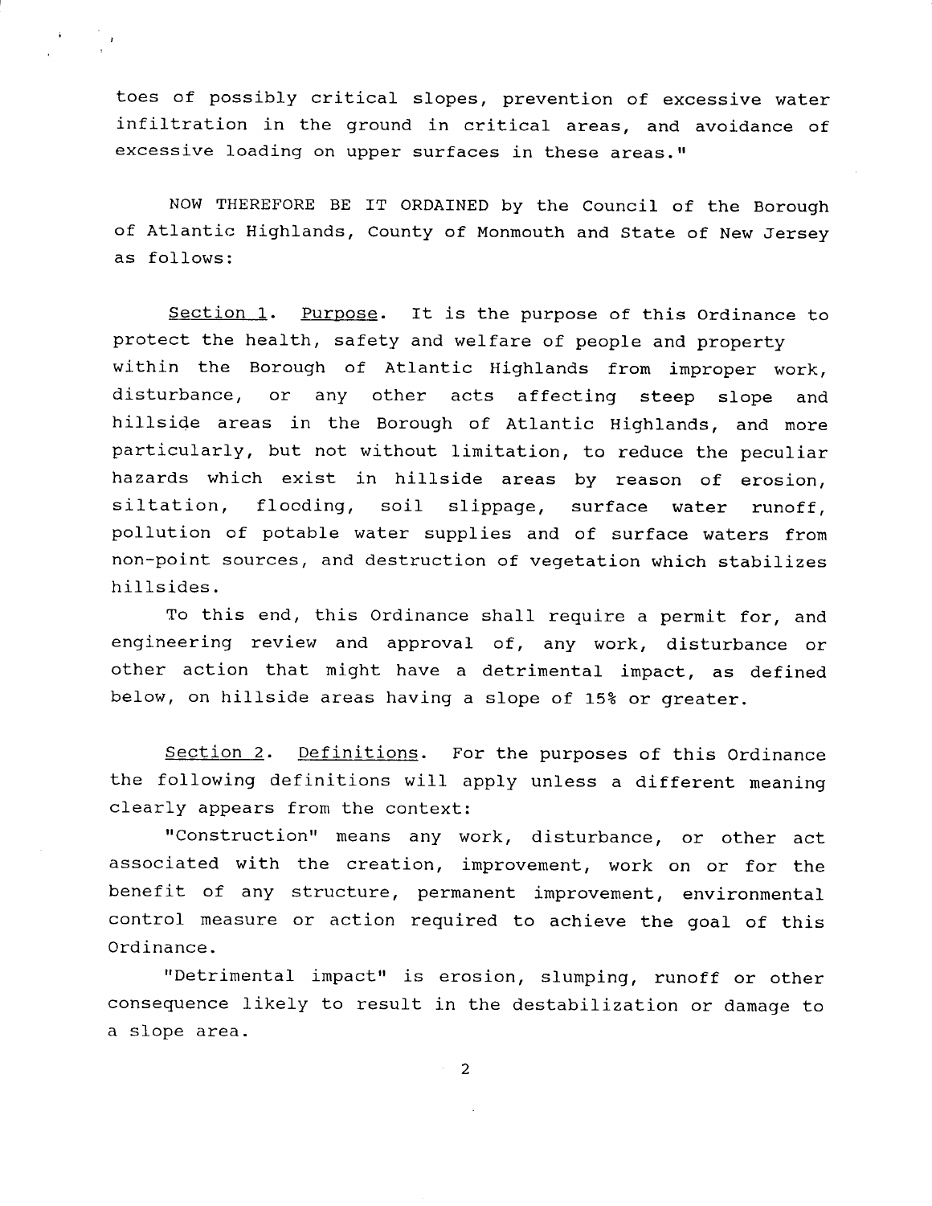toes of possibly critical slopes, prevention of excessive water infiltration in the ground in critical areas, and avoidance of excessive loading on upper surfaces in these areas."

NOW THEREFORE BE IT ORDAINED by the Council of the Borough of Atlantic Highlands, County of Monmouth and State of New Jersey as follows:

<u>Section 1</u>. <u>Purpose</u>. It is the purpose of this Ordinance to protect the health, safety and welfare of people and property within the Borough of Atlantic Highlands from improper work, disturbance, or any other acts affecting steep slope and hillside areas in the Borough of Atlantic Highlands, and more particularly, but not without limitation, to reduce the peculiar hazards which exist in hillside areas by reason of erosion, siltation, flooding, soil slippage, surface water runoff, pollution of potable water supplies and of surface waters from non-point sources, and destruction of vegetation which stabilizes hillsides.

To this end, this Ordinance shall require a permit for, and engineering review and approval of, any work, disturbance or other action that might have a detrimental impact, as defined below, on hillside areas having a slope of 15% or greater.

<u>Section 2</u>. <u>Definitions</u>. For the purposes of this Ordinance the following definitions will apply unless a different meaning clearly appears from the context:

"Construction" means any work, disturbance, or other act associated with the creation, improvement, work on or for the benefit of any structure, permanent improvement, environmental control measure or action required to achieve the goal of this Ordinance.

"Detrimental impact" is erosion, slumping, runoff or other consequence likely to result in the destabilization or damage to a slope area.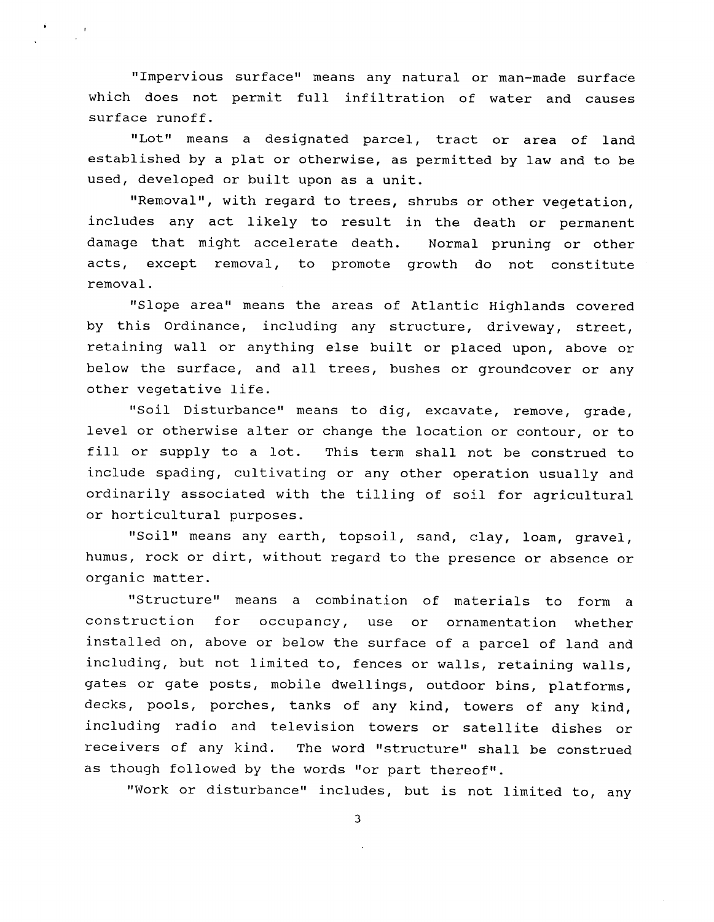"Impervious surface" means any natural or man-made surface which does not permit full infiltration of water and causes surface runoff.

"Lot" means a designated parcel, tract or area of land established by a plat or otherwise, as permitted by law and to be used, developed or built upon as a unit.

"Removal", with regard to trees, shrubs or other vegetation, includes any act likely to result in the death or permanent damage that might accelerate death. Normal pruning or other acts, except removal, to promote growth do not constitute removal.

"Slope area" means the areas of Atlantic Highlands covered by this Ordinance, including any structure, driveway, street, retaining wall or anything else built or placed upon, above or below the surface, and all trees, bushes or groundcover or any other vegetative life.

"Soil Disturbance" means to dig, excavate, remove, grade, level or otherwise alter or change the location or contour, or to fill or supply to a lot. This term shall not be construed to include spading, cultivating or any other operation usually and ordinarily associated with the tilling of soil for agricultural or horticultural purposes.

"Soil" means any earth, topsoil, sand, clay, loam, gravel, humus, rock or dirt, without regard to the presence or absence or organic matter.

"Structure" means a combination of materials to form a construction for occupancy, use or ornamentation whether installed on, above or below the surface of a parcel of land and including, but not limited to, fences or walls, retaining walls, gates or gate posts, mobile dwellings, outdoor bins, platforms, decks, pools, porches, tanks of any kind, towers of any kind, including radio and television towers or satellite dishes or receivers of any kind. The word "structure" shall be construed as though followed by the words "or part thereof".

"Work or disturbance" includes, but is not limited to, any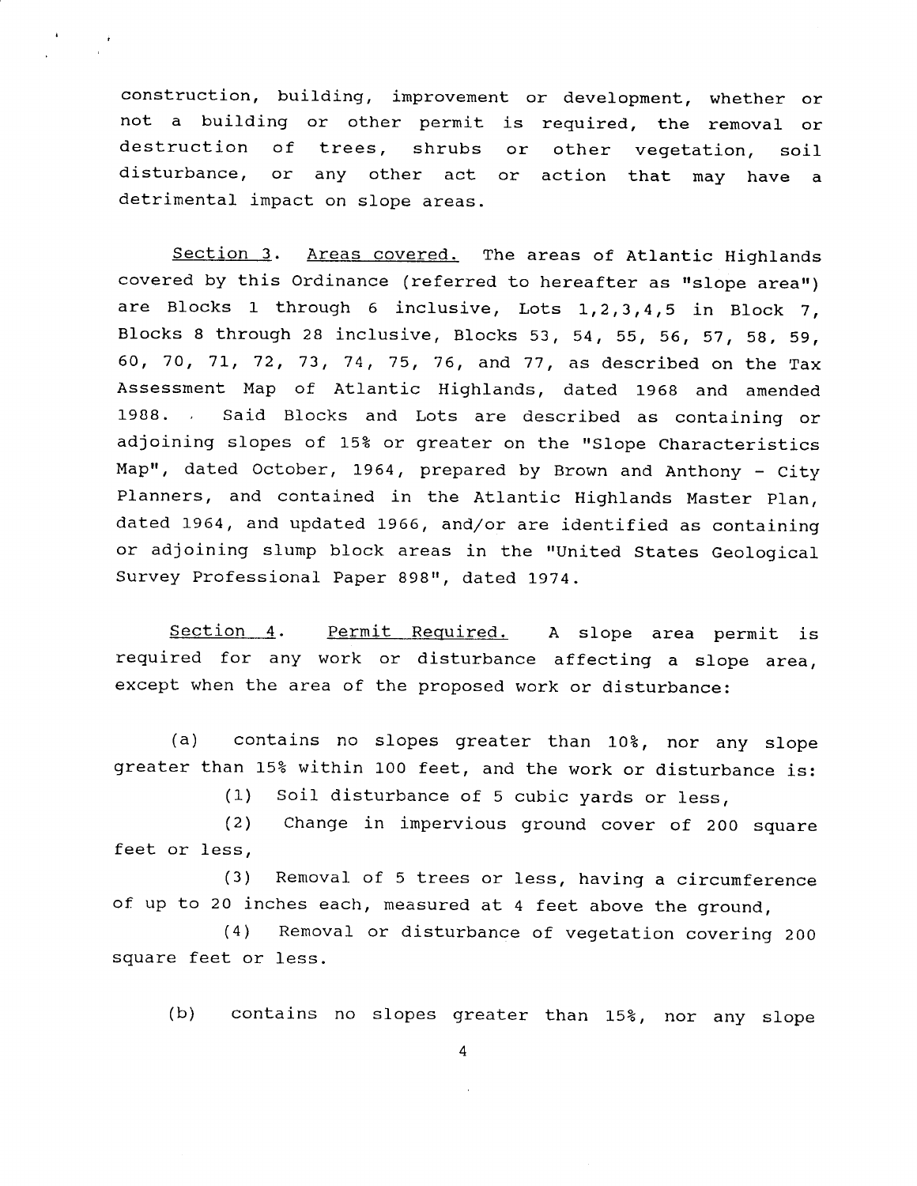construction, building, improvement or development, whether or not a building or other permit is required, the removal or destruction of trees, shrubs or other vegetation, soil disturbance, or any other act or action that may have a detrimental impact on slope areas.

<u>Section 3</u>. <u>Areas covered.</u> The areas of Atlantic Highlands covered by this Ordinance (referred to hereafter as "slope area") are Blocks 1 through 6 inclusive, Lots 1,2,3,4,5 in Block 7, Blocks 8 through 28 inclusive, Blocks 53, 54, 55, 56, 57, 58, 59, 60, 70, 71, 72, 73, 74, 75, 76, and 77, as described on the Tax Assessment Map of Atlantic Highlands, dated 1968 and amended 1988. Said Blocks and Lots are described as containing or adjoining slopes of 15% or greater on the "Slope Characteristics Map", dated October, 1964, prepared by Brown and Anthony - City Planners, and contained in the Atlantic Highlands Master Plan, dated 1964, and updated 1966, and/or are identified as containing or adjoining slump block areas in the "United States Geological Survey Professional Paper 898", dated 1974.

<u>Section 4</u>. <u>Permit Required.</u> A slope area permit is required for any work or disturbance affecting a slope area, except when the area of the proposed work or disturbance:

(a) contains no slopes greater than 10%, nor any slope greater than 15% within 100 feet, and the work or disturbance is:

(1) Soil disturbance of 5 cubic yards or less,

(2) Change in impervious ground cover of 200 square feet or less,

(3) Removal of 5 trees or less, having a circumference of up to 20 inches each, measured at 4 feet above the ground,

(4) Removal or disturbance of vegetation covering 200 square feet or less.

(b) contains no slopes greater than 15%, nor any slope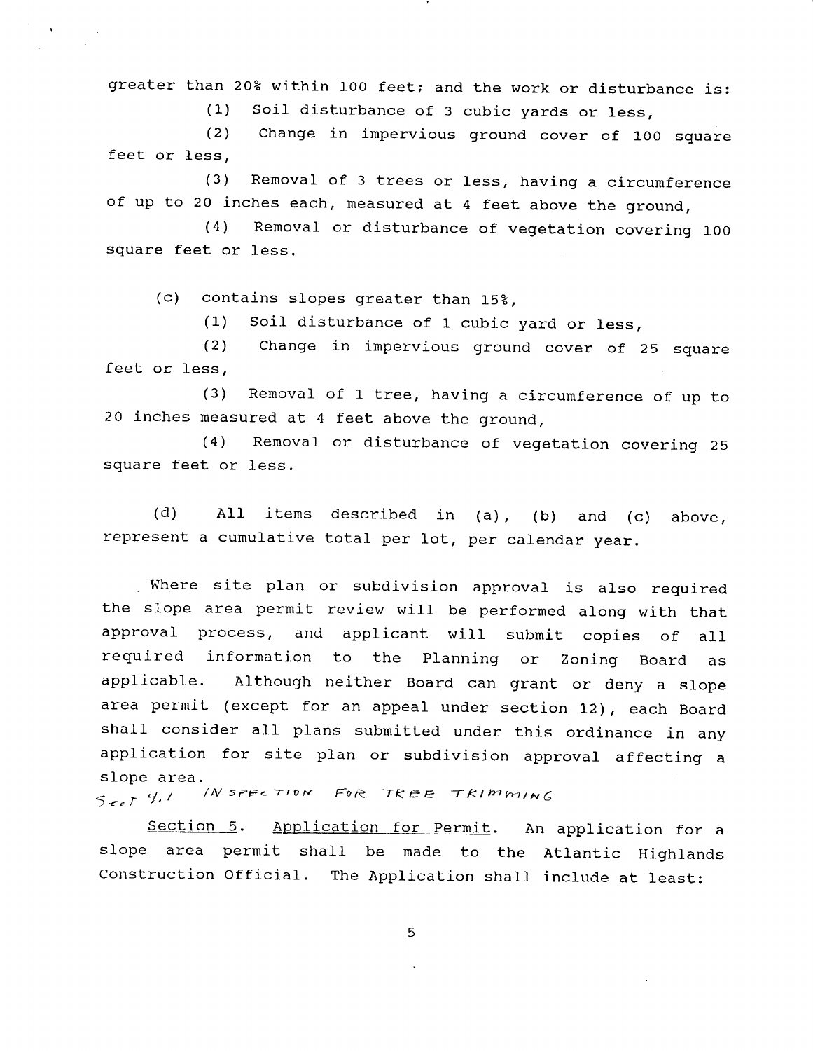greater than 20% within 100 feet; and the work or disturbance is:

(1) Soil disturbance of 3 cubic yards or less,

(2) Change in impervious ground cover of 100 square feet or less,

(3) Removal of 3 trees or less, having a circumference of up to 20 inches each, measured at 4 feet above the ground,

(4) Removal or disturbance of vegetation covering 100 square feet or less.

(c) contains slopes greater than 15%,

(1) Soil disturbance of 1 cubic yard or less,

(2) Change in impervious ground cover of 25 square feet or less,

(3) Removal of 1 tree, having a circumference of up to 20 inches measured at 4 feet above the ground,

(4) Removal or disturbance of vegetation covering 25 square feet or less.

(d) All items described in (a), (b) and (c) above, represent a cumulative total per lot, per calendar year.

Where site plan or subdivision approval is also required the slope area permit review will be performed along with that approval process, and applicant will submit copies of all required information to the Planning or Zoning Board as applicable. Although neither Board can grant or deny a slope area permit (except for an appeal under section 12), each Board shall consider all plans submitted under this ordinance in any application for site plan or subdivision approval affecting a slope area.

Sect 4.1 INSPECTION FOR TREE TRIMMING

Section 5. Application for Permit. An application for a slope area permit shall be made to the Atlantic Highlands Construction Official. The Application shall include at least: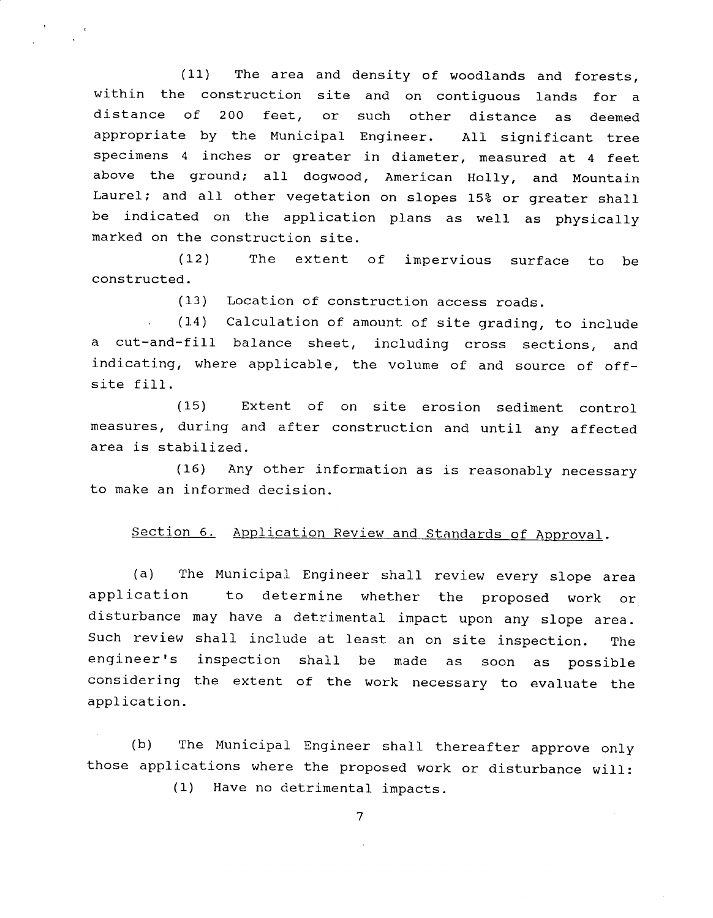(11) The area and density of woodlands and forests, within the construction site and on contiguous lands for a distance of 200 feet, or such other distance as deemed appropriate by the Municipal Engineer. All significant tree specimens 4 inches or greater in diameter, measured at 4 feet above the ground; all dogwood, American Holly, and Mountain Laurel; and all other vegetation on slopes 15% or greater shall be indicated on the application plans as well as physically marked on the construction site.

(12) The extent of impervious surface to be constructed.

(13) Location of construction access roads.

(14) Calculation of amount of site grading, to include a cut-and-fill balance sheet, including cross sections, and indicating, where applicable, the volume of and source of off-site fill.

(15) Extent of on site erosion sediment control measures, during and after construction and until any affected area is stabilized.

(16) Any other information as is reasonably necessary to make an informed decision.

## Section 6. Application Review and Standards of Approval.

(a) The Municipal Engineer shall review every slope area application to determine whether the proposed work or disturbance may have a detrimental impact upon any slope area. Such review shall include at least an on site inspection. The engineer's inspection shall be made as soon as possible considering the extent of the work necessary to evaluate the application.

(b) The Municipal Engineer shall thereafter approve only those applications where the proposed work or disturbance will:

(1) Have no detrimental impacts.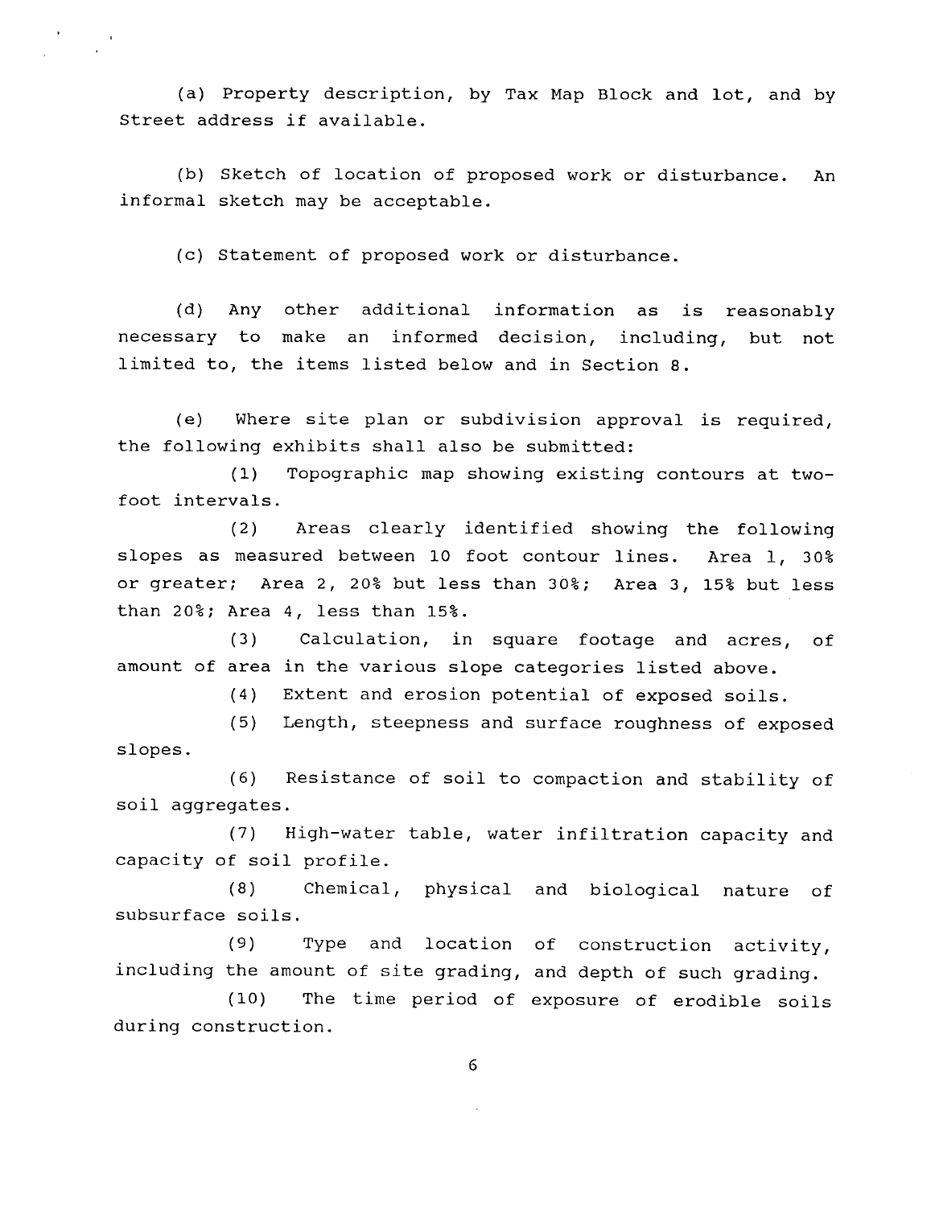(a) Property description, by Tax Map Block and lot, and by Street address if available.

(b) Sketch of location of proposed work or disturbance. An informal sketch may be acceptable.

(c) Statement of proposed work or disturbance.

(d) Any other additional information as is reasonably necessary to make an informed decision, including, but not limited to, the items listed below and in Section 8.

(e) Where site plan or subdivision approval is required, the following exhibits shall also be submitted:

(1) Topographic map showing existing contours at two-foot intervals.

(2) Areas clearly identified showing the following slopes as measured between 10 foot contour lines. Area 1, 30% or greater; Area 2, 20% but less than 30%; Area 3, 15% but less than 20%; Area 4, less than 15%.

(3) Calculation, in square footage and acres, of amount of area in the various slope categories listed above.

(4) Extent and erosion potential of exposed soils.

(5) Length, steepness and surface roughness of exposed slopes.

(6) Resistance of soil to compaction and stability of soil aggregates.

(7) High-water table, water infiltration capacity and capacity of soil profile.

(8) Chemical, physical and biological nature of subsurface soils.

(9) Type and location of construction activity, including the amount of site grading, and depth of such grading.

(10) The time period of exposure of erodible soils during construction.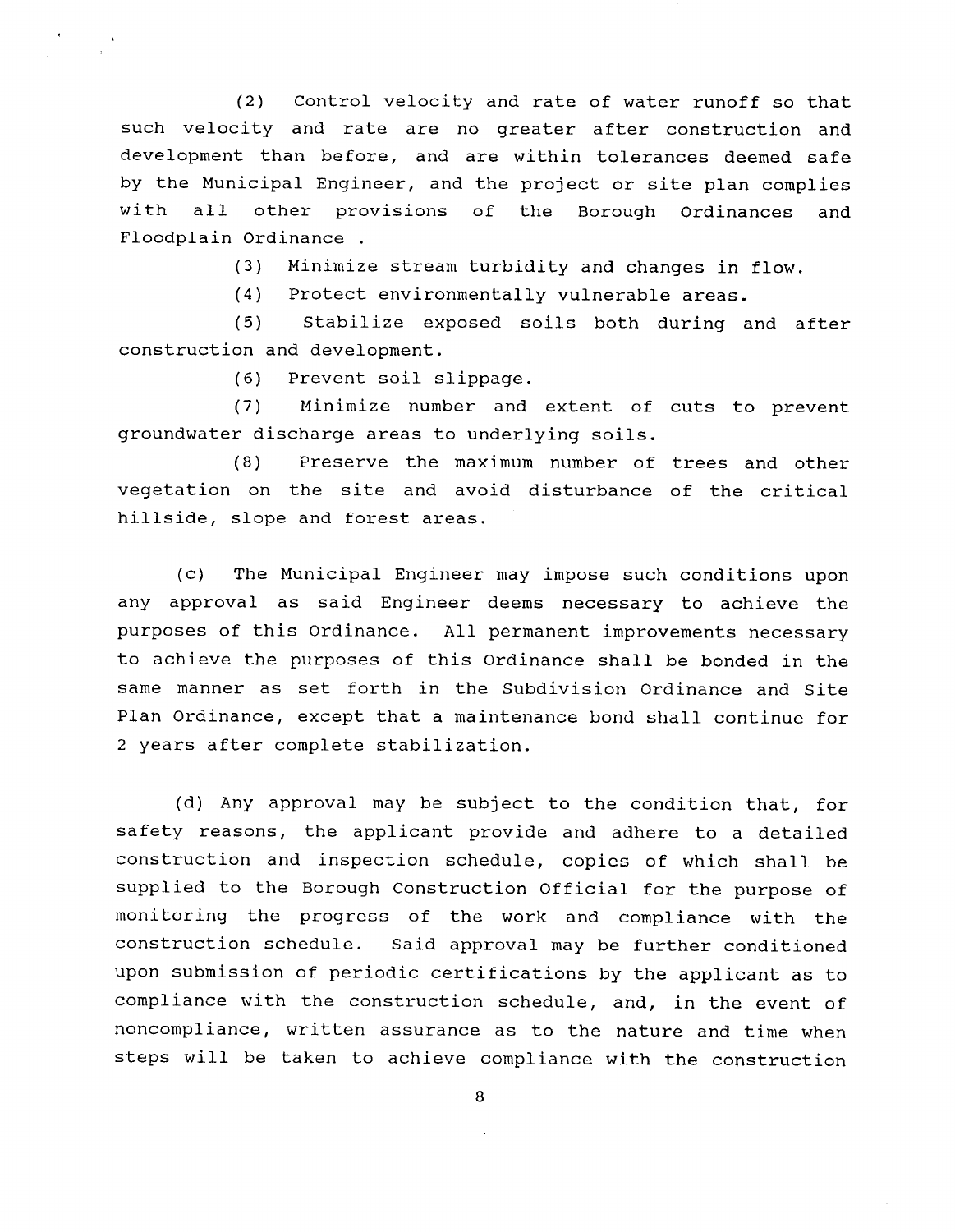(2) Control velocity and rate of water runoff so that such velocity and rate are no greater after construction and development than before, and are within tolerances deemed safe by the Municipal Engineer, and the project or site plan complies with all other provisions of the Borough Ordinances and Floodplain Ordinance .

(3) Minimize stream turbidity and changes in flow.

(4) Protect environmentally vulnerable areas.

(5) Stabilize exposed soils both during and after construction and development.

(6) Prevent soil slippage.

(7) Minimize number and extent of cuts to prevent groundwater discharge areas to underlying soils.

(8) Preserve the maximum number of trees and other vegetation on the site and avoid disturbance of the critical hillside, slope and forest areas.

(c) The Municipal Engineer may impose such conditions upon any approval as said Engineer deems necessary to achieve the purposes of this Ordinance. All permanent improvements necessary to achieve the purposes of this Ordinance shall be bonded in the same manner as set forth in the Subdivision Ordinance and Site Plan Ordinance, except that a maintenance bond shall continue for 2 years after complete stabilization.

(d) Any approval may be subject to the condition that, for safety reasons, the applicant provide and adhere to a detailed construction and inspection schedule, copies of which shall be supplied to the Borough Construction Official for the purpose of monitoring the progress of the work and compliance with the construction schedule. Said approval may be further conditioned upon submission of periodic certifications by the applicant as to compliance with the construction schedule, and, in the event of noncompliance, written assurance as to the nature and time when steps will be taken to achieve compliance with the construction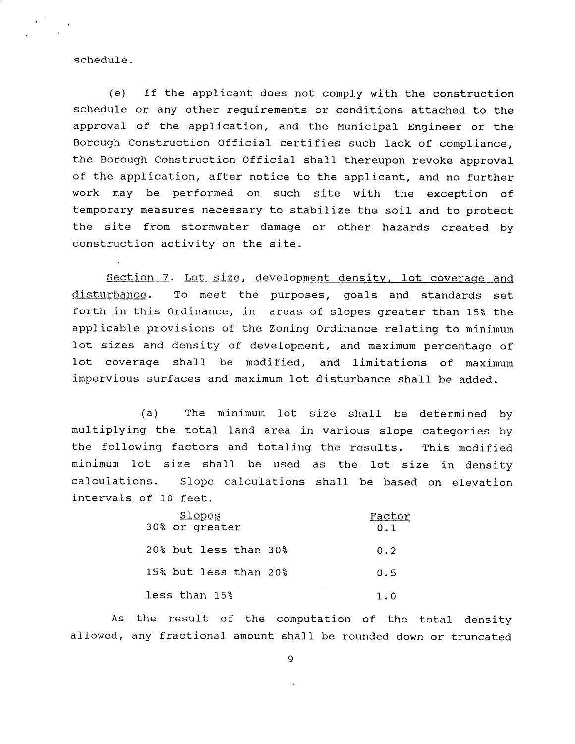schedule.

(e) If the applicant does not comply with the construction schedule or any other requirements or conditions attached to the approval of the application, and the Municipal Engineer or the Borough Construction Official certifies such lack of compliance, the Borough Construction Official shall thereupon revoke approval of the application, after notice to the applicant, and no further work may be performed on such site with the exception of temporary measures necessary to stabilize the soil and to protect the site from stormwater damage or other hazards created by construction activity on the site.

Section 7. Lot size, development density, lot coverage and disturbance. To meet the purposes, goals and standards set forth in this Ordinance, in areas of slopes greater than 15% the applicable provisions of the Zoning Ordinance relating to minimum lot sizes and density of development, and maximum percentage of lot coverage shall be modified, and limitations of maximum impervious surfaces and maximum lot disturbance shall be added.

(a) The minimum lot size shall be determined by multiplying the total land area in various slope categories by the following factors and totaling the results. This modified minimum lot size shall be used as the lot size in density calculations. Slope calculations shall be based on elevation intervals of 10 feet.

| Slopes | Factor |
|---|---|
| 30% or greater | 0.1 |
| 20% but less than 30% | 0.2 |
| 15% but less than 20% | 0.5 |
| less than 15% | 1.0 |

As the result of the computation of the total density allowed, any fractional amount shall be rounded down or truncated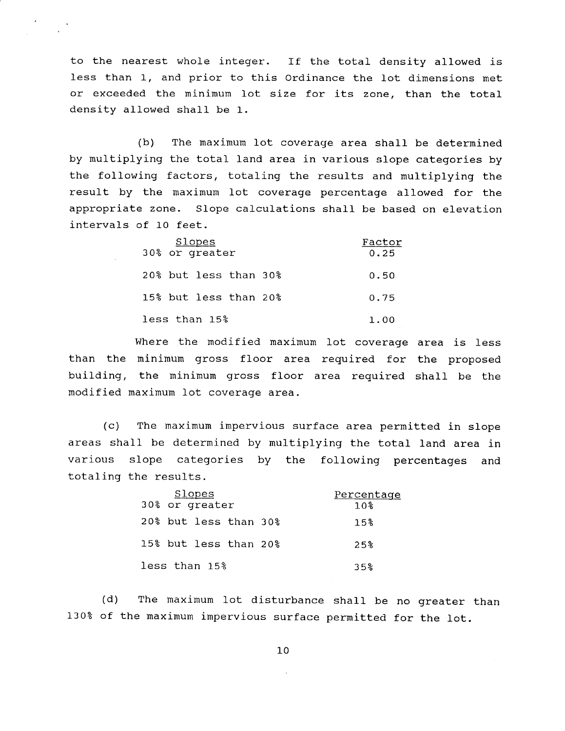to the nearest whole integer. If the total density allowed is less than 1, and prior to this Ordinance the lot dimensions met or exceeded the minimum lot size for its zone, than the total density allowed shall be 1.

(b) The maximum lot coverage area shall be determined by multiplying the total land area in various slope categories by the following factors, totaling the results and multiplying the result by the maximum lot coverage percentage allowed for the appropriate zone. Slope calculations shall be based on elevation intervals of 10 feet.

| Slopes | Factor |
|---|---|
| 30% or greater | 0.25 |
| 20% but less than 30% | 0.50 |
| 15% but less than 20% | 0.75 |
| less than 15% | 1.00 |

Where the modified maximum lot coverage area is less than the minimum gross floor area required for the proposed building, the minimum gross floor area required shall be the modified maximum lot coverage area.

(c) The maximum impervious surface area permitted in slope areas shall be determined by multiplying the total land area in various slope categories by the following percentages and totaling the results.

| Slopes | Percentage |
|---|---|
| 30% or greater | 10% |
| 20% but less than 30% | 15% |
| 15% but less than 20% | 25% |
| less than 15% | 35% |

(d) The maximum lot disturbance shall be no greater than 130% of the maximum impervious surface permitted for the lot.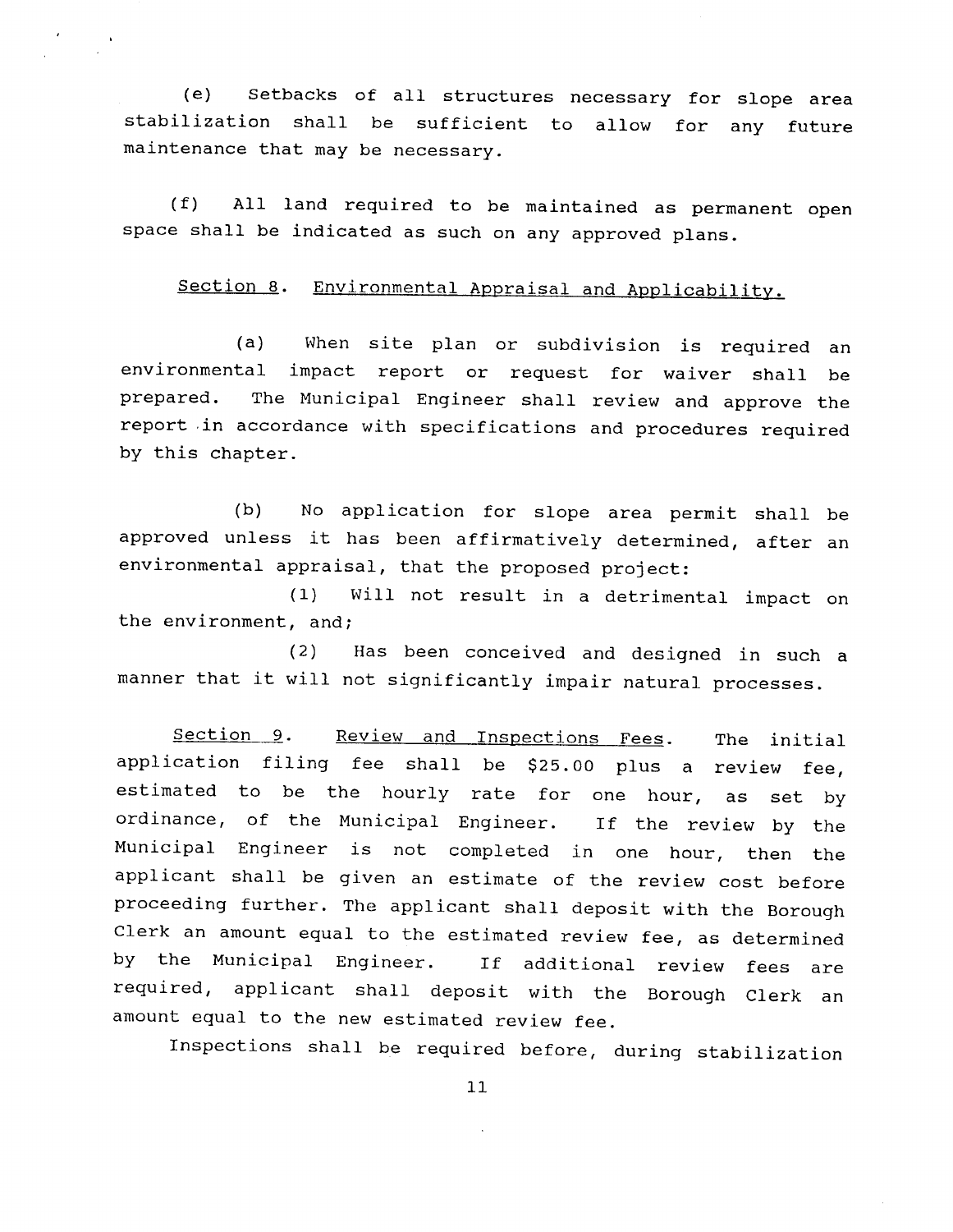(e) Setbacks of all structures necessary for slope area stabilization shall be sufficient to allow for any future maintenance that may be necessary.

(f) All land required to be maintained as permanent open space shall be indicated as such on any approved plans.

Section 8. Environmental Appraisal and Applicability.

(a) When site plan or subdivision is required an environmental impact report or request for waiver shall be prepared. The Municipal Engineer shall review and approve the report in accordance with specifications and procedures required by this chapter.

(b) No application for slope area permit shall be approved unless it has been affirmatively determined, after an environmental appraisal, that the proposed project:

(1) Will not result in a detrimental impact on the environment, and;

(2) Has been conceived and designed in such a manner that it will not significantly impair natural processes.

Section 9. Review and Inspections Fees. The initial application filing fee shall be $25.00 plus a review fee, estimated to be the hourly rate for one hour, as set by ordinance, of the Municipal Engineer. If the review by the Municipal Engineer is not completed in one hour, then the applicant shall be given an estimate of the review cost before proceeding further. The applicant shall deposit with the Borough Clerk an amount equal to the estimated review fee, as determined by the Municipal Engineer. If additional review fees are required, applicant shall deposit with the Borough Clerk an amount equal to the new estimated review fee.

Inspections shall be required before, during stabilization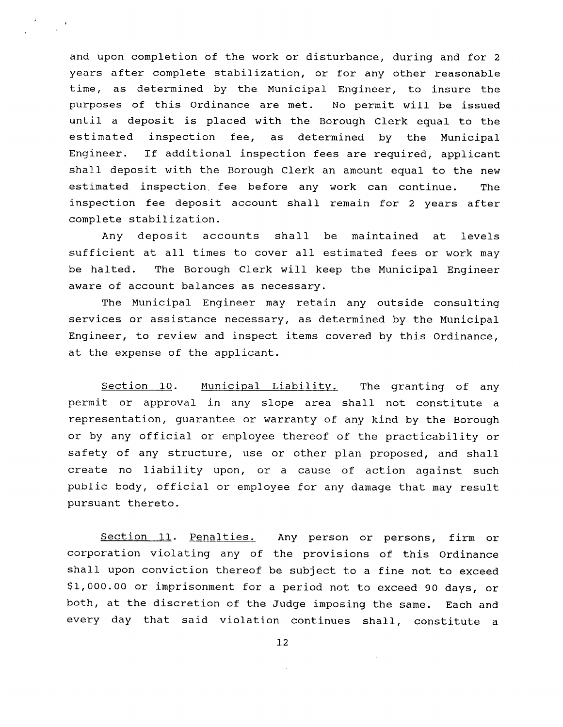and upon completion of the work or disturbance, during and for 2 years after complete stabilization, or for any other reasonable time, as determined by the Municipal Engineer, to insure the purposes of this Ordinance are met. No permit will be issued until a deposit is placed with the Borough Clerk equal to the estimated inspection fee, as determined by the Municipal Engineer. If additional inspection fees are required, applicant shall deposit with the Borough Clerk an amount equal to the new estimated inspection fee before any work can continue. The inspection fee deposit account shall remain for 2 years after complete stabilization.

Any deposit accounts shall be maintained at levels sufficient at all times to cover all estimated fees or work may be halted. The Borough Clerk will keep the Municipal Engineer aware of account balances as necessary.

The Municipal Engineer may retain any outside consulting services or assistance necessary, as determined by the Municipal Engineer, to review and inspect items covered by this Ordinance, at the expense of the applicant.

Section 10. Municipal Liability. The granting of any permit or approval in any slope area shall not constitute a representation, guarantee or warranty of any kind by the Borough or by any official or employee thereof of the practicability or safety of any structure, use or other plan proposed, and shall create no liability upon, or a cause of action against such public body, official or employee for any damage that may result pursuant thereto.

Section 11. Penalties. Any person or persons, firm or corporation violating any of the provisions of this Ordinance shall upon conviction thereof be subject to a fine not to exceed $1,000.00 or imprisonment for a period not to exceed 90 days, or both, at the discretion of the Judge imposing the same. Each and every day that said violation continues shall, constitute a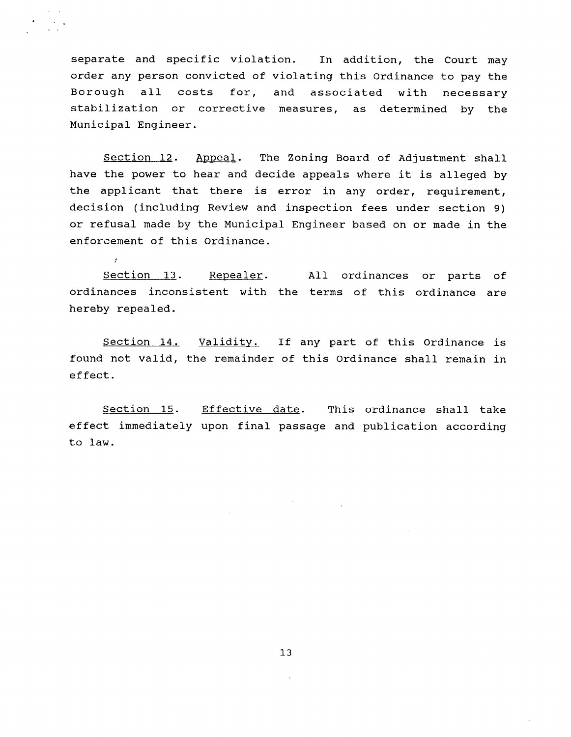separate and specific violation. In addition, the Court may order any person convicted of violating this Ordinance to pay the Borough all costs for, and associated with necessary stabilization or corrective measures, as determined by the Municipal Engineer.

<u>Section 12</u>. <u>Appeal</u>. The Zoning Board of Adjustment shall have the power to hear and decide appeals where it is alleged by the applicant that there is error in any order, requirement, decision (including Review and inspection fees under section 9) or refusal made by the Municipal Engineer based on or made in the enforcement of this Ordinance.

<u>Section 13</u>. <u>Repealer</u>. All ordinances or parts of ordinances inconsistent with the terms of this ordinance are hereby repealed.

<u>Section 14.</u> <u>Validity.</u> If any part of this Ordinance is found not valid, the remainder of this Ordinance shall remain in effect.

<u>Section 15</u>. <u>Effective date</u>. This ordinance shall take effect immediately upon final passage and publication according to law.